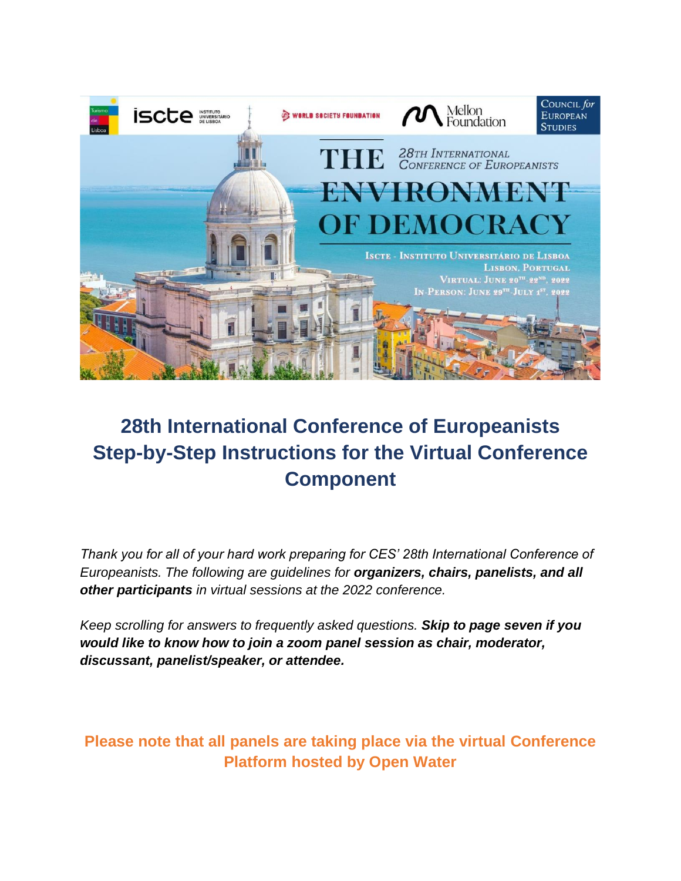# 28th International Conference of Europeanists Step-by-Step Instructions for the Virtual Conference Component

*Thank you for all of your hard work preparing for CES' 28th International Conference of Europeanists. The following are guidelines for **organizers, chairs, panelists, and all other participants** in virtual sessions at the 2022 conference.*

*Keep scrolling for answers to frequently asked questions. **Skip to page seven if you would like to know how to join a zoom panel session as chair, moderator, discussant, panelist/speaker, or attendee.***

**Please note that all panels are taking place via the virtual Conference Platform hosted by Open Water**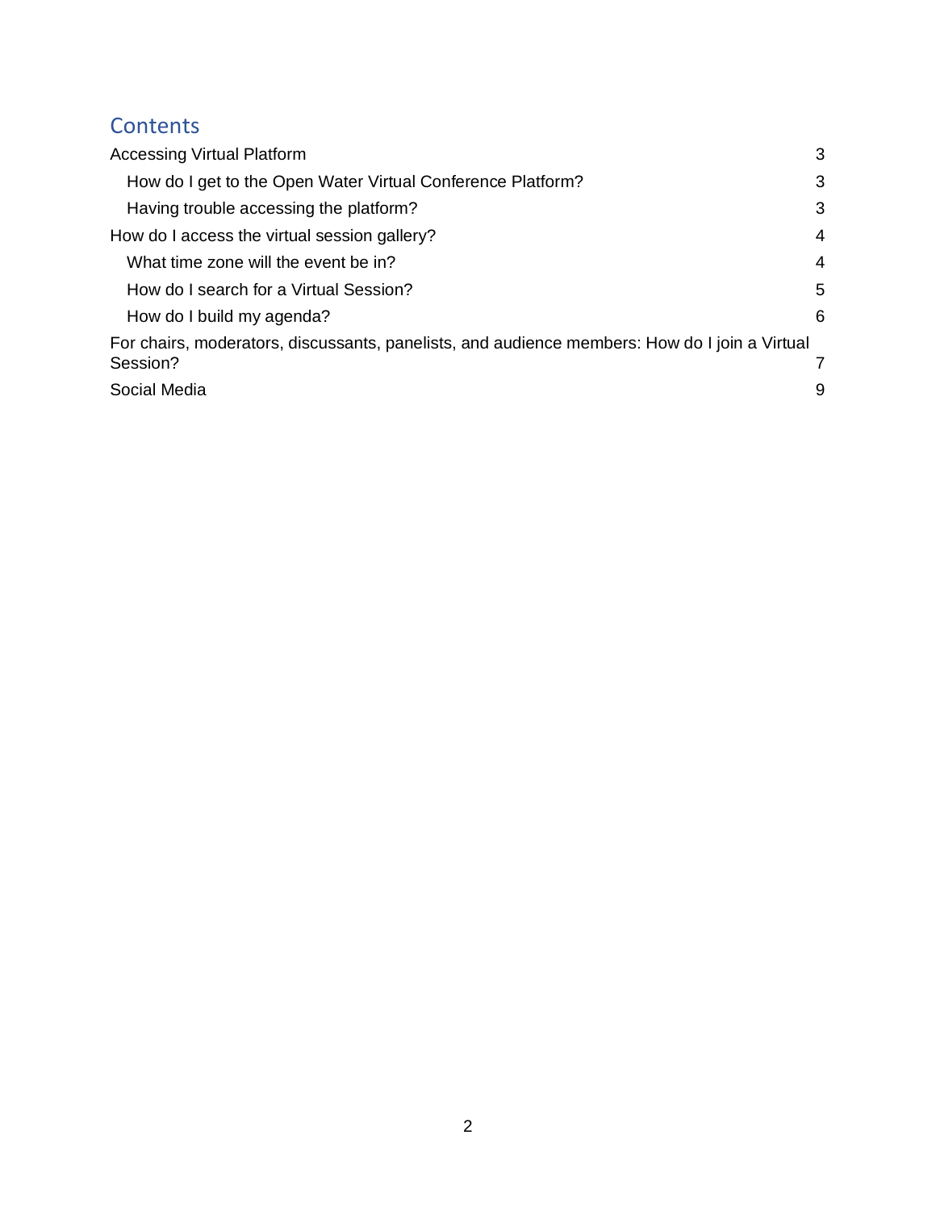# Contents

Accessing Virtual Platform 3

- How do I get to the Open Water Virtual Conference Platform? 3
- Having trouble accessing the platform? 3

How do I access the virtual session gallery? 4

- What time zone will the event be in? 4
- How do I search for a Virtual Session? 5
- How do I build my agenda? 6

For chairs, moderators, discussants, panelists, and audience members: How do I join a Virtual Session? 7

Social Media 9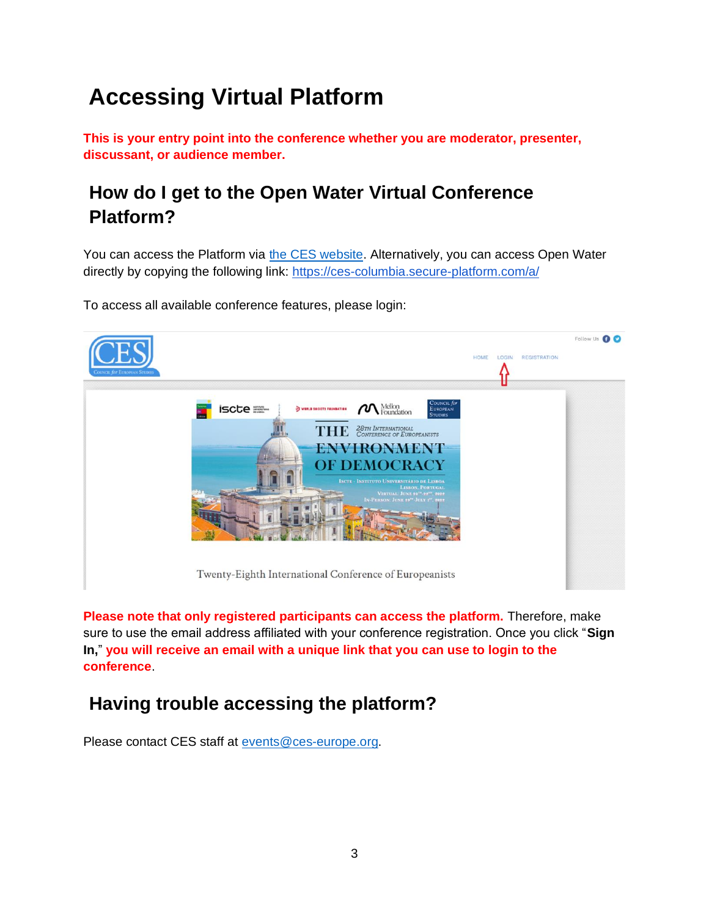# Accessing Virtual Platform

**This is your entry point into the conference whether you are moderator, presenter, discussant, or audience member.**

## How do I get to the Open Water Virtual Conference Platform?

You can access the Platform via [the CES website](). Alternatively, you can access Open Water directly by copying the following link: [https://ces-columbia.secure-platform.com/a/](https://ces-columbia.secure-platform.com/a/)

To access all available conference features, please login:

**Please note that only registered participants can access the platform.** Therefore, make sure to use the email address affiliated with your conference registration. Once you click "**Sign In,**" **you will receive an email with a unique link that you can use to login to the conference**.

## Having trouble accessing the platform?

Please contact CES staff at [events@ces-europe.org](mailto:events@ces-europe.org).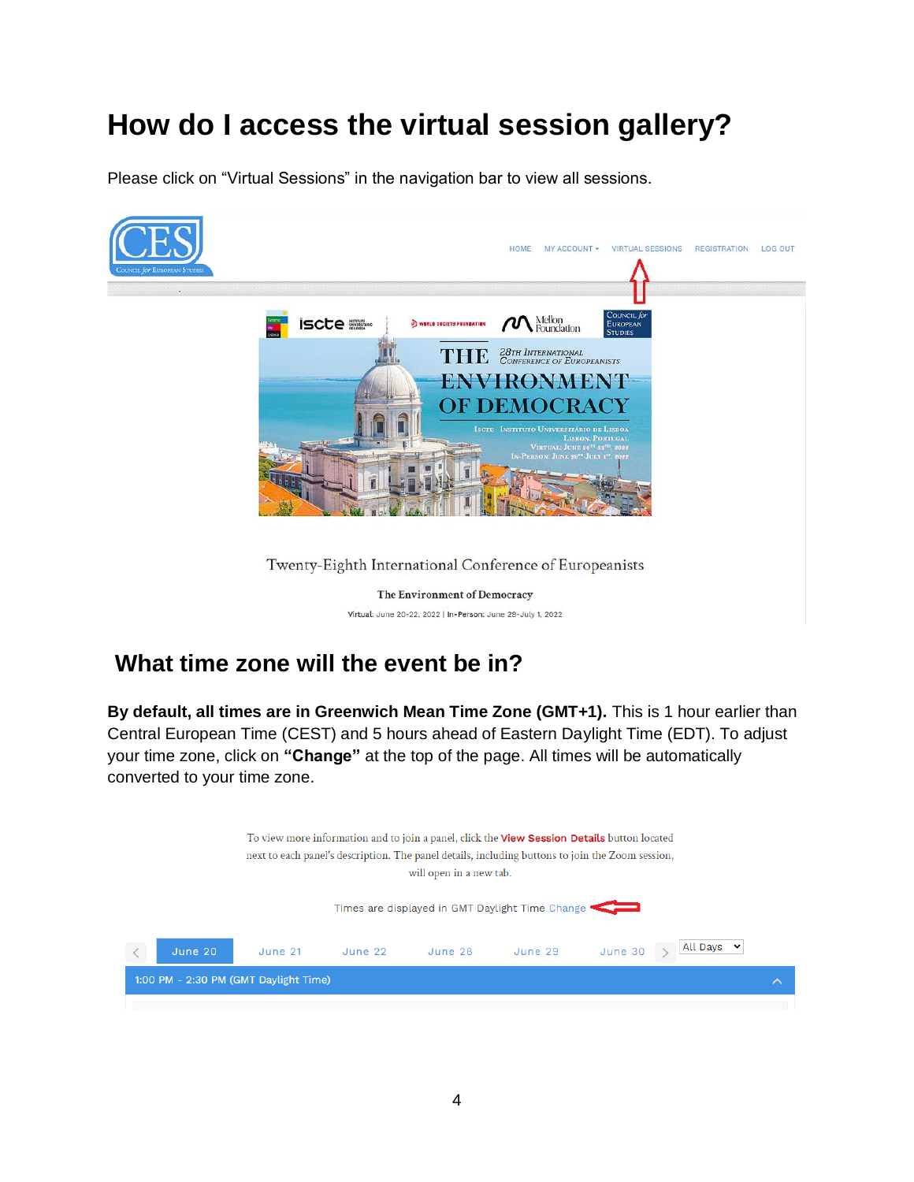# How do I access the virtual session gallery?

Please click on "Virtual Sessions" in the navigation bar to view all sessions.

## What time zone will the event be in?

**By default, all times are in Greenwich Mean Time Zone (GMT+1).** This is 1 hour earlier than Central European Time (CEST) and 5 hours ahead of Eastern Daylight Time (EDT). To adjust your time zone, click on **"Change"** at the top of the page. All times will be automatically converted to your time zone.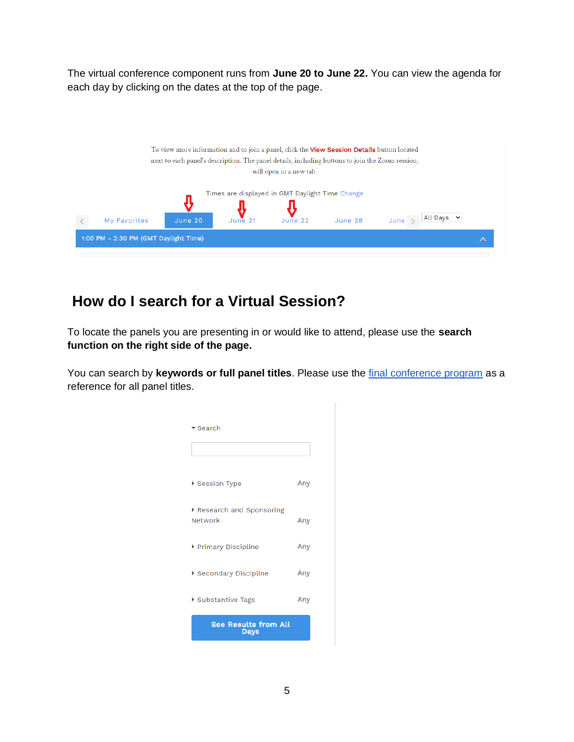The virtual conference component runs from **June 20 to June 22.** You can view the agenda for each day by clicking on the dates at the top of the page.

To view more information and to join a panel, click the **View Session Details** button located next to each panel's description. The panel details, including buttons to join the Zoom session, will open in a new tab.

Times are displayed in GMT Daylight Time Change

My Favorites | June 20 | June 21 | June 22 | June 28 | June | All Days

1:00 PM - 2:30 PM (GMT Daylight Time)

## How do I search for a Virtual Session?

To locate the panels you are presenting in or would like to attend, please use the **search function on the right side of the page.**

You can search by **keywords or full panel titles**. Please use the final conference program as a reference for all panel titles.

Search

Session Type — Any

Research and Sponsoring Network — Any

Primary Discipline — Any

Secondary Discipline — Any

Substantive Tags — Any

See Results from All Days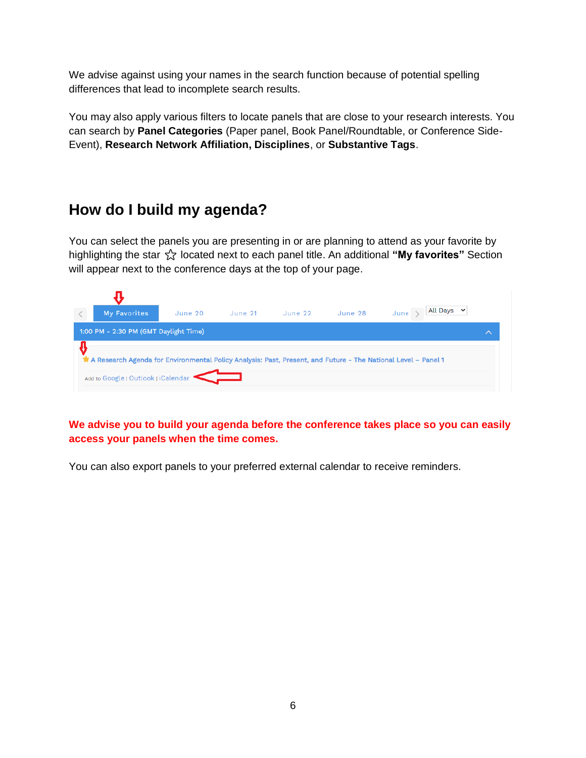We advise against using your names in the search function because of potential spelling differences that lead to incomplete search results.

You may also apply various filters to locate panels that are close to your research interests. You can search by **Panel Categories** (Paper panel, Book Panel/Roundtable, or Conference Side-Event), **Research Network Affiliation, Disciplines**, or **Substantive Tags**.

## How do I build my agenda?

You can select the panels you are presenting in or are planning to attend as your favorite by highlighting the star ☆ located next to each panel title. An additional **"My favorites"** Section will appear next to the conference days at the top of your page.

**We advise you to build your agenda before the conference takes place so you can easily access your panels when the time comes.**

You can also export panels to your preferred external calendar to receive reminders.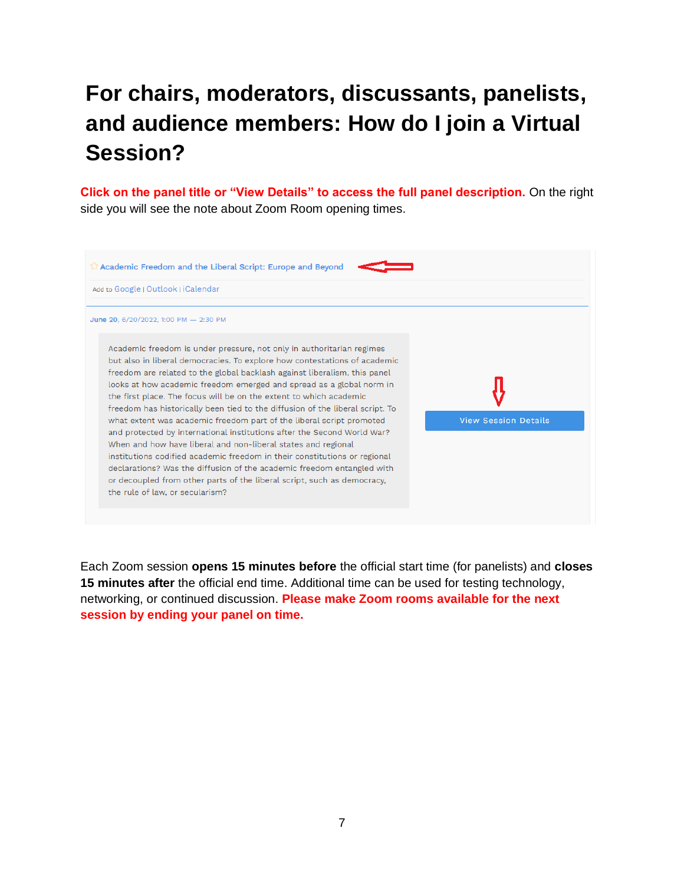# For chairs, moderators, discussants, panelists, and audience members: How do I join a Virtual Session?

**Click on the panel title or "View Details" to access the full panel description.** On the right side you will see the note about Zoom Room opening times.

Academic Freedom and the Liberal Script: Europe and Beyond

Add to Google | Outlook | iCalendar

June 20, 6/20/2022, 1:00 PM — 2:30 PM

Academic freedom is under pressure, not only in authoritarian regimes but also in liberal democracies. To explore how contestations of academic freedom are related to the global backlash against liberalism, this panel looks at how academic freedom emerged and spread as a global norm in the first place. The focus will be on the extent to which academic freedom has historically been tied to the diffusion of the liberal script. To what extent was academic freedom part of the liberal script promoted and protected by international institutions after the Second World War? When and how have liberal and non-liberal states and regional institutions codified academic freedom in their constitutions or regional declarations? Was the diffusion of the academic freedom entangled with or decoupled from other parts of the liberal script, such as democracy, the rule of law, or secularism?

View Session Details

Each Zoom session **opens 15 minutes before** the official start time (for panelists) and **closes 15 minutes after** the official end time. Additional time can be used for testing technology, networking, or continued discussion. **Please make Zoom rooms available for the next session by ending your panel on time.**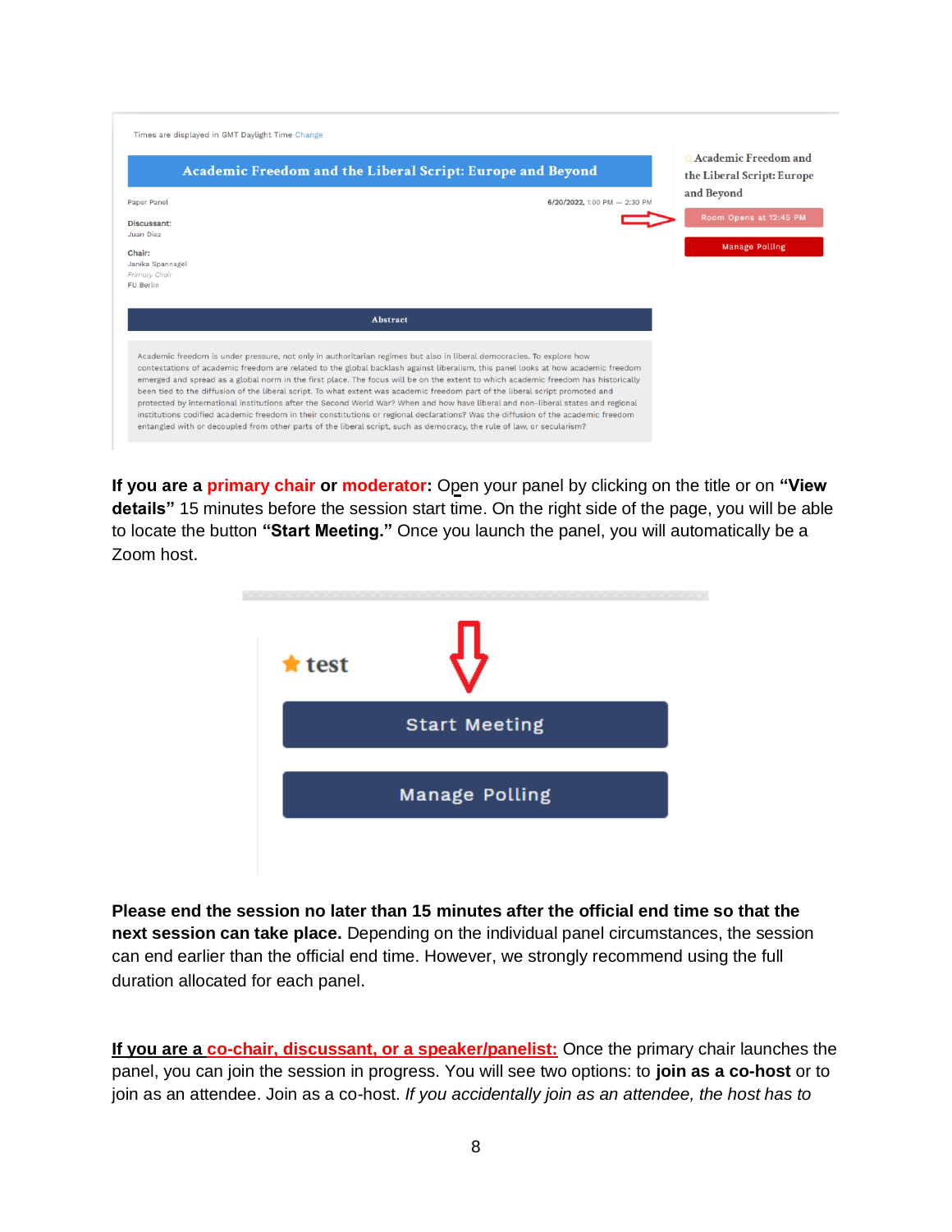**If you are a primary chair or moderator:** Open your panel by clicking on the title or on **"View details"** 15 minutes before the session start time. On the right side of the page, you will be able to locate the button **"Start Meeting."** Once you launch the panel, you will automatically be a Zoom host.

**Please end the session no later than 15 minutes after the official end time so that the next session can take place.** Depending on the individual panel circumstances, the session can end earlier than the official end time. However, we strongly recommend using the full duration allocated for each panel.

**If you are a co-chair, discussant, or a speaker/panelist:** Once the primary chair launches the panel, you can join the session in progress. You will see two options: to **join as a co-host** or to join as an attendee. Join as a co-host. *If you accidentally join as an attendee, the host has to*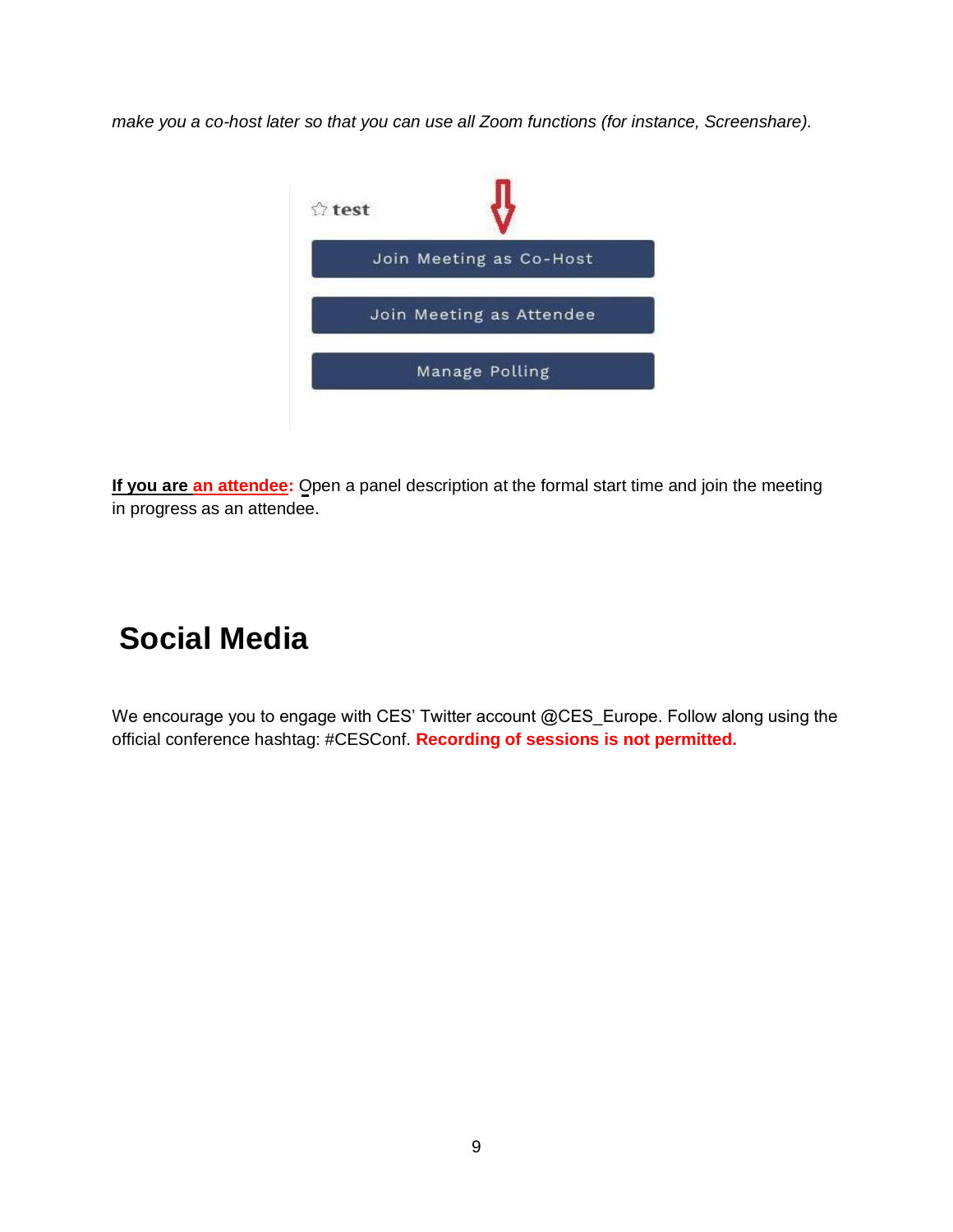*make you a co-host later so that you can use all Zoom functions (for instance, Screenshare).*

☆ test

Join Meeting as Co-Host

Join Meeting as Attendee

Manage Polling

**If you are an attendee:** Open a panel description at the formal start time and join the meeting in progress as an attendee.

# Social Media

We encourage you to engage with CES' Twitter account @CES_Europe. Follow along using the official conference hashtag: #CESConf. **Recording of sessions is not permitted.**